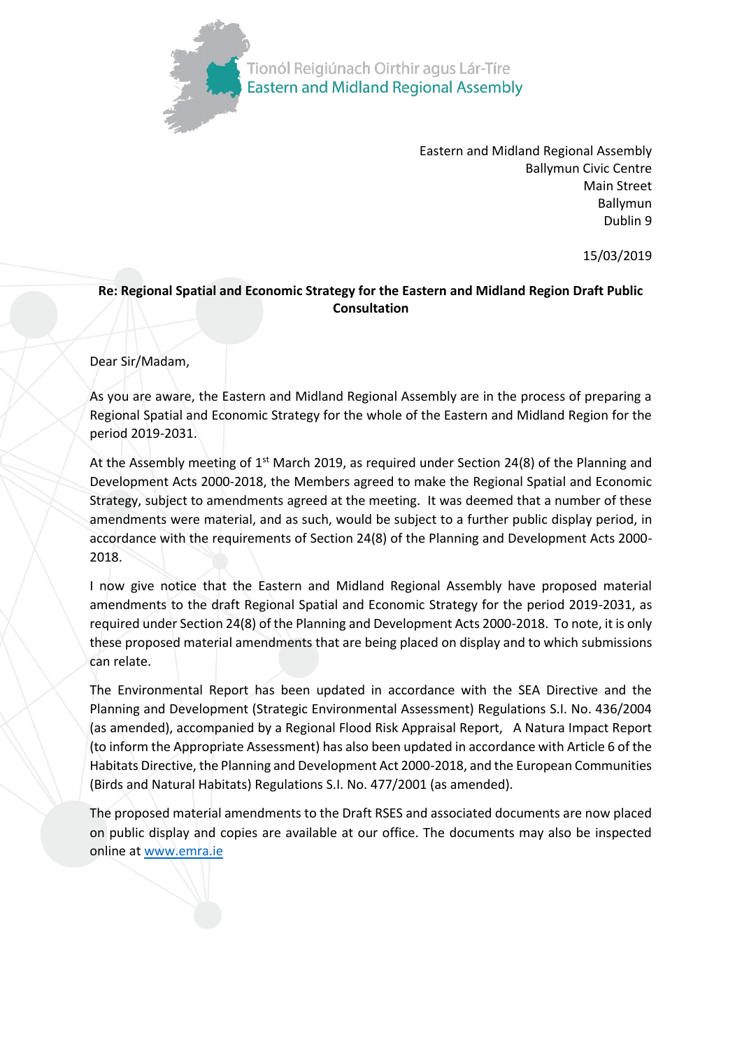Tionól Reigiúnach Oirthir agus Lár-Tíre
Eastern and Midland Regional Assembly

Eastern and Midland Regional Assembly
Ballymun Civic Centre
Main Street
Ballymun
Dublin 9

15/03/2019

**Re: Regional Spatial and Economic Strategy for the Eastern and Midland Region Draft Public Consultation**

Dear Sir/Madam,

As you are aware, the Eastern and Midland Regional Assembly are in the process of preparing a Regional Spatial and Economic Strategy for the whole of the Eastern and Midland Region for the period 2019-2031.

At the Assembly meeting of 1st March 2019, as required under Section 24(8) of the Planning and Development Acts 2000-2018, the Members agreed to make the Regional Spatial and Economic Strategy, subject to amendments agreed at the meeting. It was deemed that a number of these amendments were material, and as such, would be subject to a further public display period, in accordance with the requirements of Section 24(8) of the Planning and Development Acts 2000-2018.

I now give notice that the Eastern and Midland Regional Assembly have proposed material amendments to the draft Regional Spatial and Economic Strategy for the period 2019-2031, as required under Section 24(8) of the Planning and Development Acts 2000-2018. To note, it is only these proposed material amendments that are being placed on display and to which submissions can relate.

The Environmental Report has been updated in accordance with the SEA Directive and the Planning and Development (Strategic Environmental Assessment) Regulations S.I. No. 436/2004 (as amended), accompanied by a Regional Flood Risk Appraisal Report, A Natura Impact Report (to inform the Appropriate Assessment) has also been updated in accordance with Article 6 of the Habitats Directive, the Planning and Development Act 2000-2018, and the European Communities (Birds and Natural Habitats) Regulations S.I. No. 477/2001 (as amended).

The proposed material amendments to the Draft RSES and associated documents are now placed on public display and copies are available at our office. The documents may also be inspected online at [www.emra.ie](http://www.emra.ie)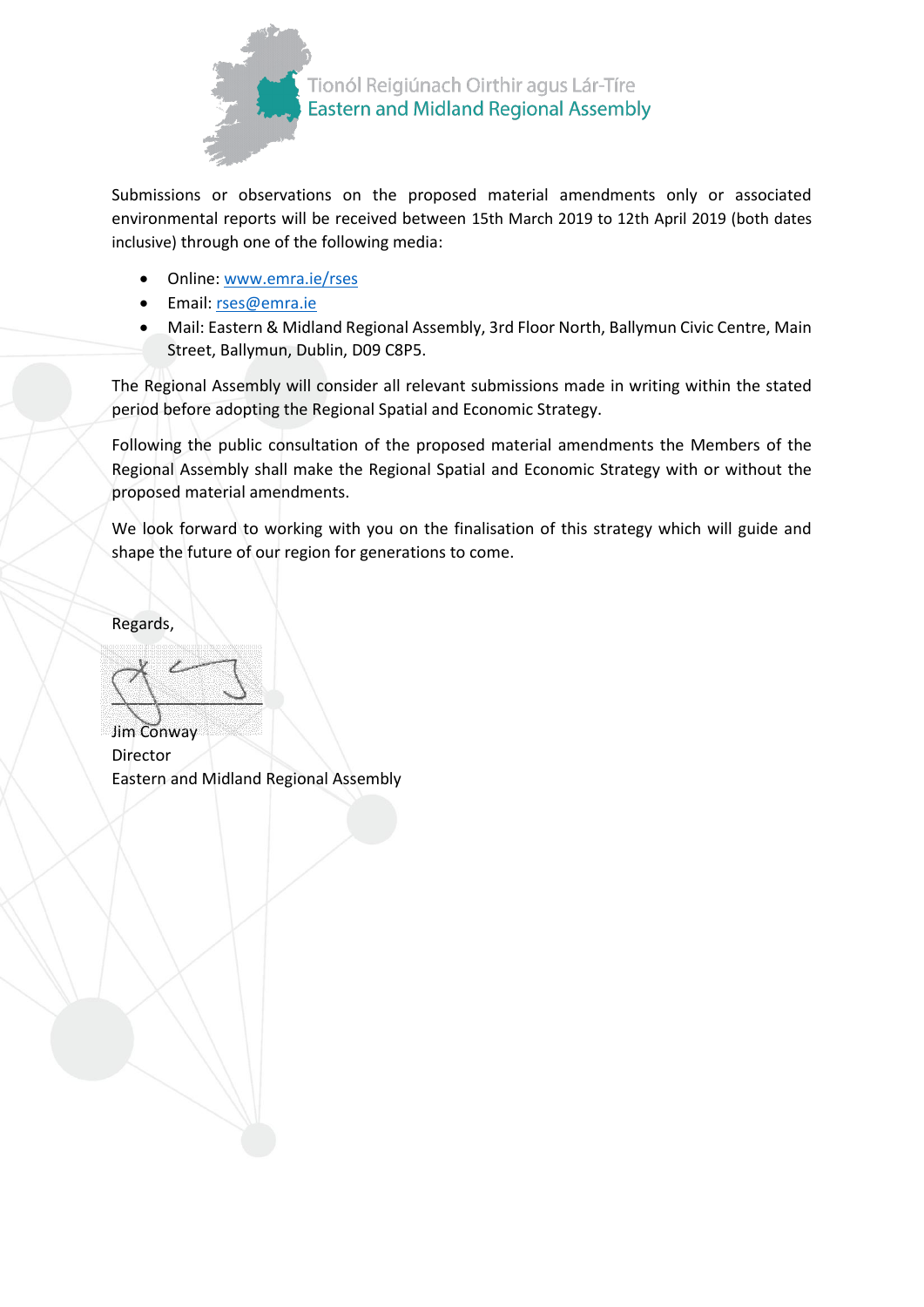Tionól Reigiúnach Oirthir agus Lár-Tíre
Eastern and Midland Regional Assembly

Submissions or observations on the proposed material amendments only or associated environmental reports will be received between 15th March 2019 to 12th April 2019 (both dates inclusive) through one of the following media:

- Online: www.emra.ie/rses
- Email: rses@emra.ie
- Mail: Eastern & Midland Regional Assembly, 3rd Floor North, Ballymun Civic Centre, Main Street, Ballymun, Dublin, D09 C8P5.

The Regional Assembly will consider all relevant submissions made in writing within the stated period before adopting the Regional Spatial and Economic Strategy.

Following the public consultation of the proposed material amendments the Members of the Regional Assembly shall make the Regional Spatial and Economic Strategy with or without the proposed material amendments.

We look forward to working with you on the finalisation of this strategy which will guide and shape the future of our region for generations to come.

Regards,

Jim Conway
Director
Eastern and Midland Regional Assembly